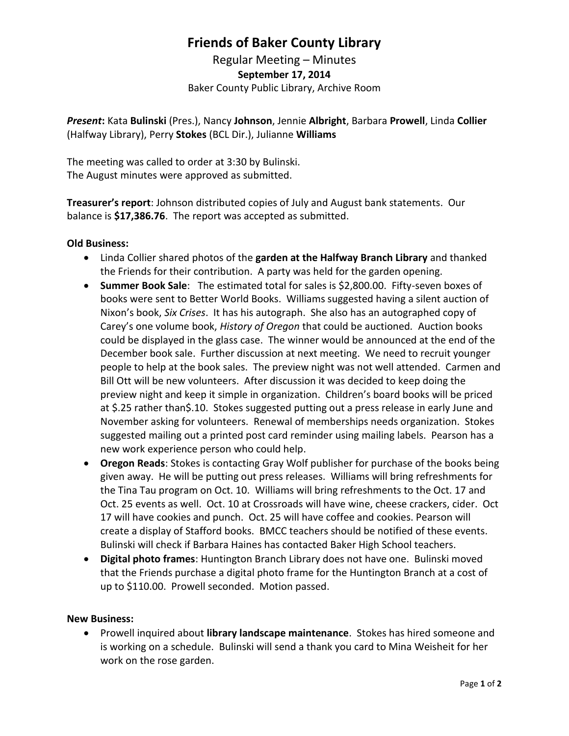# Friends of Baker County Library

Regular Meeting – Minutes

**September 17, 2014**

Baker County Public Library, Archive Room

***Present*:** Kata **Bulinski** (Pres.), Nancy **Johnson**, Jennie **Albright**, Barbara **Prowell**, Linda **Collier** (Halfway Library), Perry **Stokes** (BCL Dir.), Julianne **Williams**

The meeting was called to order at 3:30 by Bulinski.
The August minutes were approved as submitted.

**Treasurer's report**: Johnson distributed copies of July and August bank statements. Our balance is **$17,386.76**. The report was accepted as submitted.

**Old Business:**

- Linda Collier shared photos of the **garden at the Halfway Branch Library** and thanked the Friends for their contribution. A party was held for the garden opening.
- **Summer Book Sale**: The estimated total for sales is $2,800.00. Fifty-seven boxes of books were sent to Better World Books. Williams suggested having a silent auction of Nixon's book, *Six Crises*. It has his autograph. She also has an autographed copy of Carey's one volume book, *History of Oregon* that could be auctioned. Auction books could be displayed in the glass case. The winner would be announced at the end of the December book sale. Further discussion at next meeting. We need to recruit younger people to help at the book sales. The preview night was not well attended. Carmen and Bill Ott will be new volunteers. After discussion it was decided to keep doing the preview night and keep it simple in organization. Children's board books will be priced at $.25 rather than$.10. Stokes suggested putting out a press release in early June and November asking for volunteers. Renewal of memberships needs organization. Stokes suggested mailing out a printed post card reminder using mailing labels. Pearson has a new work experience person who could help.
- **Oregon Reads**: Stokes is contacting Gray Wolf publisher for purchase of the books being given away. He will be putting out press releases. Williams will bring refreshments for the Tina Tau program on Oct. 10. Williams will bring refreshments to the Oct. 17 and Oct. 25 events as well. Oct. 10 at Crossroads will have wine, cheese crackers, cider. Oct 17 will have cookies and punch. Oct. 25 will have coffee and cookies. Pearson will create a display of Stafford books. BMCC teachers should be notified of these events. Bulinski will check if Barbara Haines has contacted Baker High School teachers.
- **Digital photo frames**: Huntington Branch Library does not have one. Bulinski moved that the Friends purchase a digital photo frame for the Huntington Branch at a cost of up to $110.00. Prowell seconded. Motion passed.

**New Business:**

- Prowell inquired about **library landscape maintenance**. Stokes has hired someone and is working on a schedule. Bulinski will send a thank you card to Mina Weisheit for her work on the rose garden.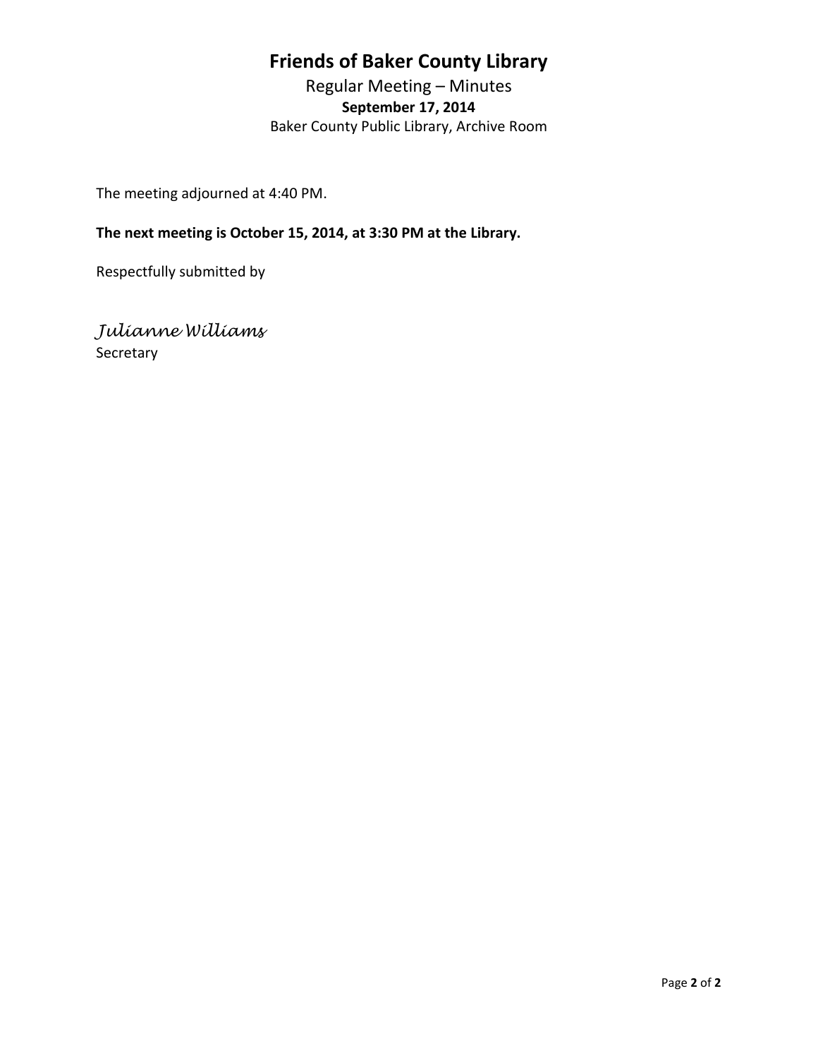The meeting adjourned at 4:40 PM.

**The next meeting is October 15, 2014, at 3:30 PM at the Library.**

Respectfully submitted by

*Julianne Williams*
Secretary